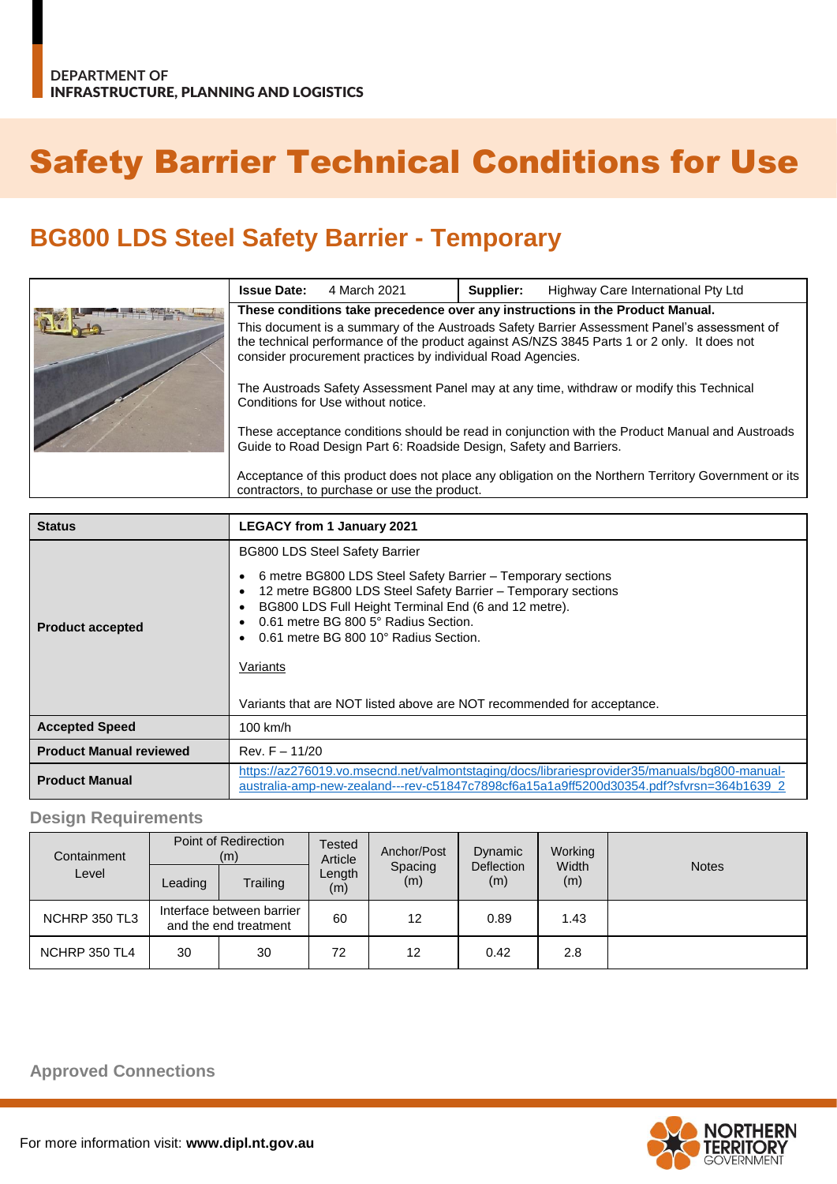DEPARTMENT OF
INFRASTRUCTURE, PLANNING AND LOGISTICS

# Safety Barrier Technical Conditions for Use

## BG800 LDS Steel Safety Barrier - Temporary

| | | |
|---|---|---|
| **Issue Date:** 4 March 2021 | **Supplier:** Highway Care International Pty Ltd | |

**These conditions take precedence over any instructions in the Product Manual.**

This document is a summary of the Austroads Safety Barrier Assessment Panel's assessment of the technical performance of the product against AS/NZS 3845 Parts 1 or 2 only. It does not consider procurement practices by individual Road Agencies.

The Austroads Safety Assessment Panel may at any time, withdraw or modify this Technical Conditions for Use without notice.

These acceptance conditions should be read in conjunction with the Product Manual and Austroads Guide to Road Design Part 6: Roadside Design, Safety and Barriers.

Acceptance of this product does not place any obligation on the Northern Territory Government or its contractors, to purchase or use the product.

| **Status** | **LEGACY from 1 January 2021** |
|---|---|
| **Product accepted** | BG800 LDS Steel Safety Barrier<br>• 6 metre BG800 LDS Steel Safety Barrier – Temporary sections<br>• 12 metre BG800 LDS Steel Safety Barrier – Temporary sections<br>• BG800 LDS Full Height Terminal End (6 and 12 metre).<br>• 0.61 metre BG 800 5° Radius Section.<br>• 0.61 metre BG 800 10° Radius Section.<br><br>Variants<br><br>Variants that are NOT listed above are NOT recommended for acceptance. |
| **Accepted Speed** | 100 km/h |
| **Product Manual reviewed** | Rev. F – 11/20 |
| **Product Manual** | https://az276019.vo.msecnd.net/valmontstaging/docs/librariesprovider35/manuals/bg800-manual-australia-amp-new-zealand---rev-c51847c7898cf6a15a1a9ff5200d30354.pdf?sfvrsn=364b1639_2 |

### Design Requirements

| Containment Level | Point of Redirection (m) | | Tested Article Length (m) | Anchor/Post Spacing (m) | Dynamic Deflection (m) | Working Width (m) | Notes |
|---|---|---|---|---|---|---|---|
| | Leading | Trailing | | | | | |
| NCHRP 350 TL3 | Interface between barrier and the end treatment | | 60 | 12 | 0.89 | 1.43 | |
| NCHRP 350 TL4 | 30 | 30 | 72 | 12 | 0.42 | 2.8 | |

### Approved Connections

For more information visit: **www.dipl.nt.gov.au**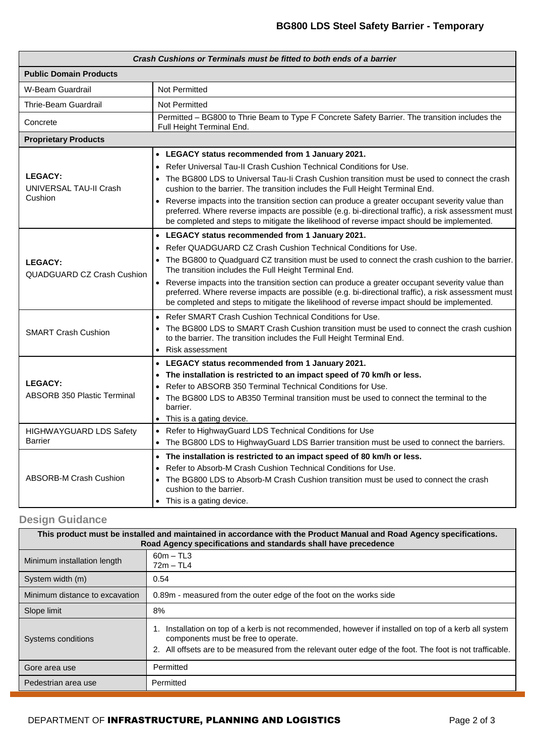| *Crash Cushions or Terminals must be fitted to both ends of a barrier* | |
|---|---|
| **Public Domain Products** | |
| W-Beam Guardrail | Not Permitted |
| Thrie-Beam Guardrail | Not Permitted |
| Concrete | Permitted – BG800 to Thrie Beam to Type F Concrete Safety Barrier. The transition includes the Full Height Terminal End. |
| **Proprietary Products** | |
| **LEGACY:** UNIVERSAL TAU-II Crash Cushion | • **LEGACY status recommended from 1 January 2021.** <br> • Refer Universal Tau-II Crash Cushion Technical Conditions for Use. <br> • The BG800 LDS to Universal Tau-Ii Crash Cushion transition must be used to connect the crash cushion to the barrier. The transition includes the Full Height Terminal End. <br> • Reverse impacts into the transition section can produce a greater occupant severity value than preferred. Where reverse impacts are possible (e.g. bi-directional traffic), a risk assessment must be completed and steps to mitigate the likelihood of reverse impact should be implemented. |
| **LEGACY:** QUADGUARD CZ Crash Cushion | • **LEGACY status recommended from 1 January 2021.** <br> • Refer QUADGUARD CZ Crash Cushion Technical Conditions for Use. <br> • The BG800 to Quadguard CZ transition must be used to connect the crash cushion to the barrier. The transition includes the Full Height Terminal End. <br> • Reverse impacts into the transition section can produce a greater occupant severity value than preferred. Where reverse impacts are possible (e.g. bi-directional traffic), a risk assessment must be completed and steps to mitigate the likelihood of reverse impact should be implemented. |
| SMART Crash Cushion | • Refer SMART Crash Cushion Technical Conditions for Use. <br> • The BG800 LDS to SMART Crash Cushion transition must be used to connect the crash cushion to the barrier. The transition includes the Full Height Terminal End. <br> • Risk assessment |
| **LEGACY:** ABSORB 350 Plastic Terminal | • **LEGACY status recommended from 1 January 2021.** <br> • **The installation is restricted to an impact speed of 70 km/h or less.** <br> • Refer to ABSORB 350 Terminal Technical Conditions for Use. <br> • The BG800 LDS to AB350 Terminal transition must be used to connect the terminal to the barrier. <br> • This is a gating device. |
| HIGHWAYGUARD LDS Safety Barrier | • Refer to HighwayGuard LDS Technical Conditions for Use <br> • The BG800 LDS to HighwayGuard LDS Barrier transition must be used to connect the barriers. |
| ABSORB-M Crash Cushion | • **The installation is restricted to an impact speed of 80 km/h or less.** <br> • Refer to Absorb-M Crash Cushion Technical Conditions for Use. <br> • The BG800 LDS to Absorb-M Crash Cushion transition must be used to connect the crash cushion to the barrier. <br> • This is a gating device. |

## Design Guidance

| **This product must be installed and maintained in accordance with the Product Manual and Road Agency specifications. Road Agency specifications and standards shall have precedence** | |
|---|---|
| Minimum installation length | 60m – TL3 <br> 72m – TL4 |
| System width (m) | 0.54 |
| Minimum distance to excavation | 0.89m - measured from the outer edge of the foot on the works side |
| Slope limit | 8% |
| Systems conditions | 1. Installation on top of a kerb is not recommended, however if installed on top of a kerb all system components must be free to operate. <br> 2. All offsets are to be measured from the relevant outer edge of the foot. The foot is not trafficable. |
| Gore area use | Permitted |
| Pedestrian area use | Permitted |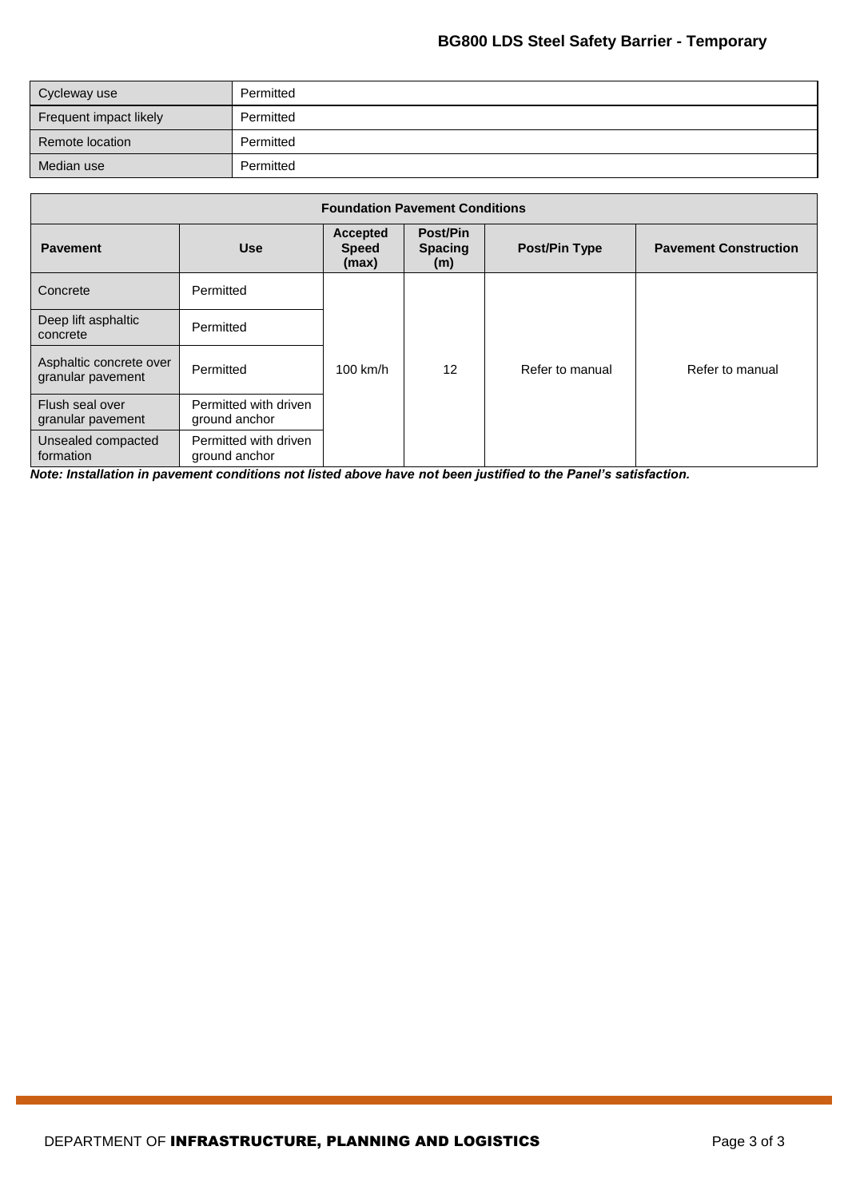| | |
|---|---|
| Cycleway use | Permitted |
| Frequent impact likely | Permitted |
| Remote location | Permitted |
| Median use | Permitted |

| Foundation Pavement Conditions | | | | | |
|---|---|---|---|---|---|
| **Pavement** | **Use** | **Accepted Speed (max)** | **Post/Pin Spacing (m)** | **Post/Pin Type** | **Pavement Construction** |
| Concrete | Permitted | 100 km/h | 12 | Refer to manual | Refer to manual |
| Deep lift asphaltic concrete | Permitted | | | | |
| Asphaltic concrete over granular pavement | Permitted | | | | |
| Flush seal over granular pavement | Permitted with driven ground anchor | | | | |
| Unsealed compacted formation | Permitted with driven ground anchor | | | | |

***Note: Installation in pavement conditions not listed above have not been justified to the Panel's satisfaction.***